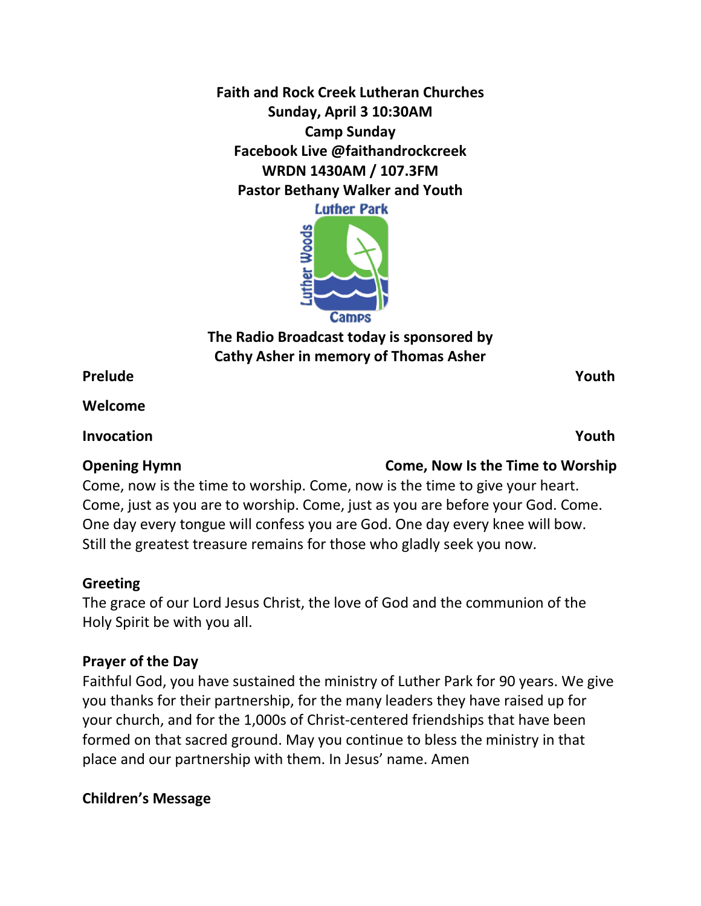**Faith and Rock Creek Lutheran Churches**
**Sunday, April 3 10:30AM**
**Camp Sunday**
**Facebook Live @faithandrockcreek**
**WRDN 1430AM / 107.3FM**
**Pastor Bethany Walker and Youth**

Luther Park
Luther Woods
Camps

**The Radio Broadcast today is sponsored by**
**Cathy Asher in memory of Thomas Asher**

**Prelude** — **Youth**

**Welcome**

**Invocation** — **Youth**

**Opening Hymn** — **Come, Now Is the Time to Worship**

Come, now is the time to worship. Come, now is the time to give your heart. Come, just as you are to worship. Come, just as you are before your God. Come. One day every tongue will confess you are God. One day every knee will bow. Still the greatest treasure remains for those who gladly seek you now.

**Greeting**

The grace of our Lord Jesus Christ, the love of God and the communion of the Holy Spirit be with you all.

**Prayer of the Day**

Faithful God, you have sustained the ministry of Luther Park for 90 years. We give you thanks for their partnership, for the many leaders they have raised up for your church, and for the 1,000s of Christ-centered friendships that have been formed on that sacred ground. May you continue to bless the ministry in that place and our partnership with them. In Jesus' name. Amen

**Children's Message**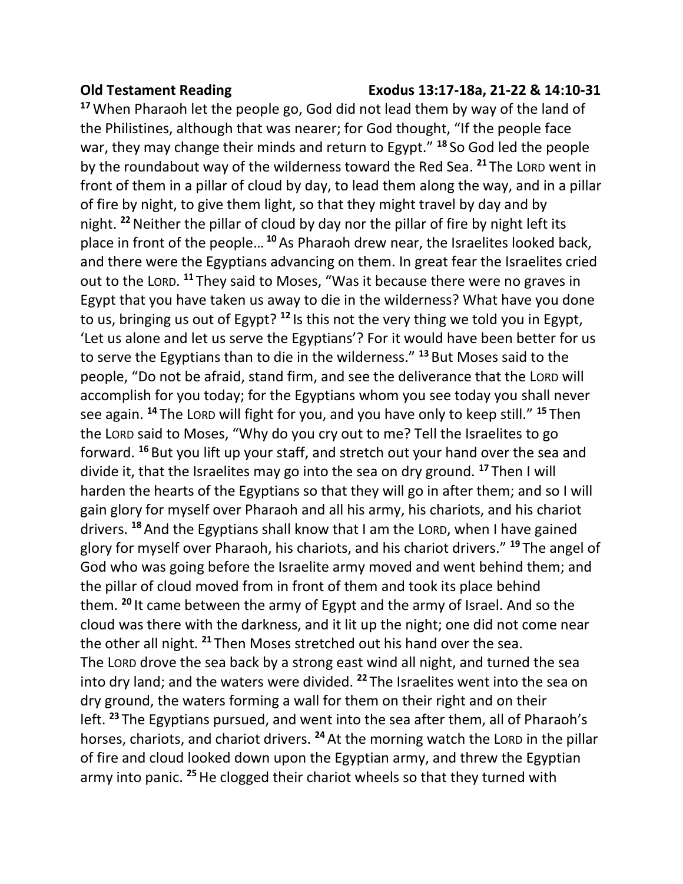**Old Testament Reading** **Exodus 13:17-18a, 21-22 & 14:10-31**

[17] When Pharaoh let the people go, God did not lead them by way of the land of the Philistines, although that was nearer; for God thought, "If the people face war, they may change their minds and return to Egypt." [18] So God led the people by the roundabout way of the wilderness toward the Red Sea. [21] The LORD went in front of them in a pillar of cloud by day, to lead them along the way, and in a pillar of fire by night, to give them light, so that they might travel by day and by night. [22] Neither the pillar of cloud by day nor the pillar of fire by night left its place in front of the people… [10] As Pharaoh drew near, the Israelites looked back, and there were the Egyptians advancing on them. In great fear the Israelites cried out to the LORD. [11] They said to Moses, "Was it because there were no graves in Egypt that you have taken us away to die in the wilderness? What have you done to us, bringing us out of Egypt? [12] Is this not the very thing we told you in Egypt, 'Let us alone and let us serve the Egyptians'? For it would have been better for us to serve the Egyptians than to die in the wilderness." [13] But Moses said to the people, "Do not be afraid, stand firm, and see the deliverance that the LORD will accomplish for you today; for the Egyptians whom you see today you shall never see again. [14] The LORD will fight for you, and you have only to keep still." [15] Then the LORD said to Moses, "Why do you cry out to me? Tell the Israelites to go forward. [16] But you lift up your staff, and stretch out your hand over the sea and divide it, that the Israelites may go into the sea on dry ground. [17] Then I will harden the hearts of the Egyptians so that they will go in after them; and so I will gain glory for myself over Pharaoh and all his army, his chariots, and his chariot drivers. [18] And the Egyptians shall know that I am the LORD, when I have gained glory for myself over Pharaoh, his chariots, and his chariot drivers." [19] The angel of God who was going before the Israelite army moved and went behind them; and the pillar of cloud moved from in front of them and took its place behind them. [20] It came between the army of Egypt and the army of Israel. And so the cloud was there with the darkness, and it lit up the night; one did not come near the other all night. [21] Then Moses stretched out his hand over the sea. The LORD drove the sea back by a strong east wind all night, and turned the sea into dry land; and the waters were divided. [22] The Israelites went into the sea on dry ground, the waters forming a wall for them on their right and on their left. [23] The Egyptians pursued, and went into the sea after them, all of Pharaoh's horses, chariots, and chariot drivers. [24] At the morning watch the LORD in the pillar of fire and cloud looked down upon the Egyptian army, and threw the Egyptian army into panic. [25] He clogged their chariot wheels so that they turned with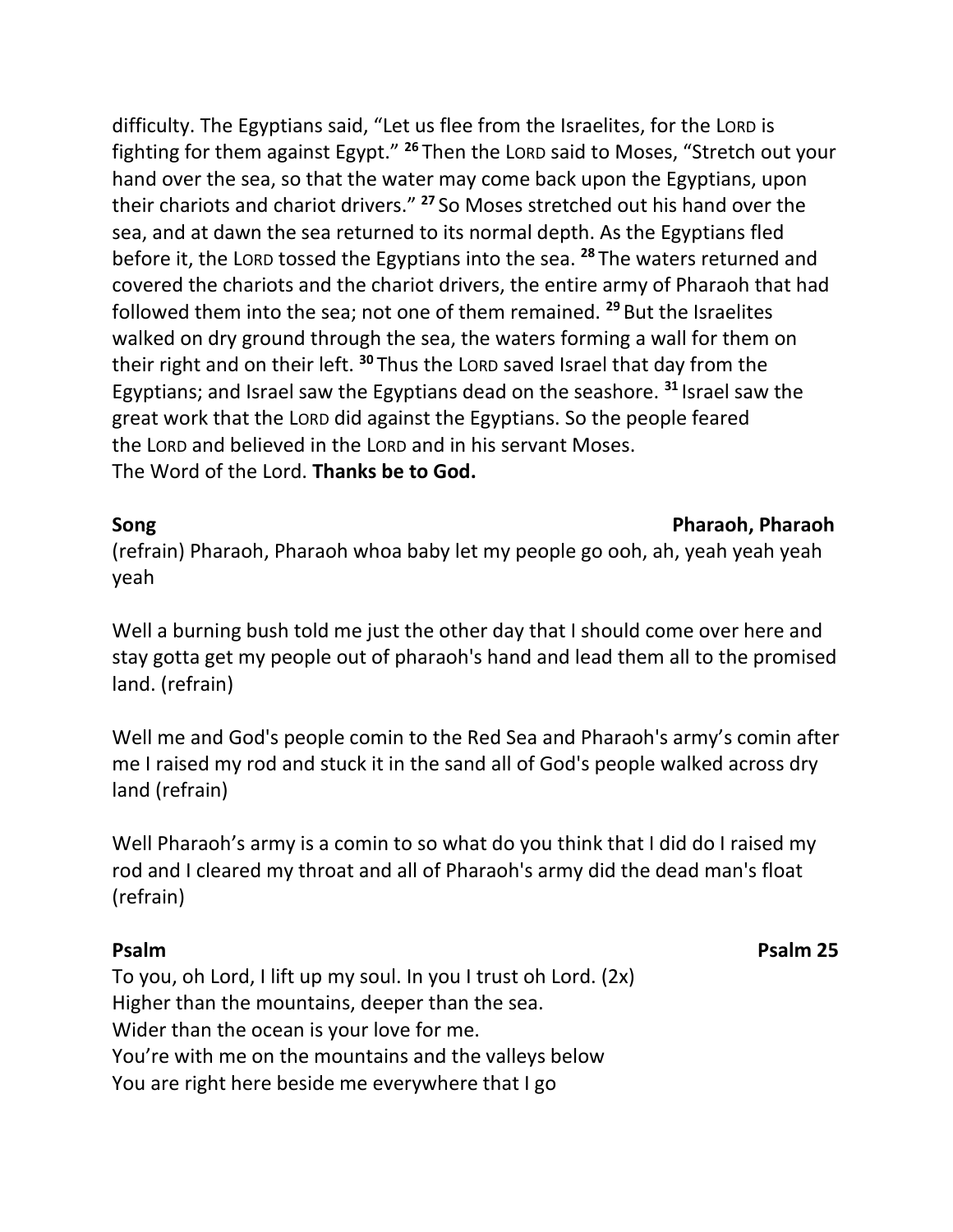difficulty. The Egyptians said, “Let us flee from the Israelites, for the LORD is fighting for them against Egypt.” [26] Then the LORD said to Moses, “Stretch out your hand over the sea, so that the water may come back upon the Egyptians, upon their chariots and chariot drivers.” [27] So Moses stretched out his hand over the sea, and at dawn the sea returned to its normal depth. As the Egyptians fled before it, the LORD tossed the Egyptians into the sea. [28] The waters returned and covered the chariots and the chariot drivers, the entire army of Pharaoh that had followed them into the sea; not one of them remained. [29] But the Israelites walked on dry ground through the sea, the waters forming a wall for them on their right and on their left. [30] Thus the LORD saved Israel that day from the Egyptians; and Israel saw the Egyptians dead on the seashore. [31] Israel saw the great work that the LORD did against the Egyptians. So the people feared the LORD and believed in the LORD and in his servant Moses.
The Word of the Lord. **Thanks be to God.**

**Song** **Pharaoh, Pharaoh**

(refrain) Pharaoh, Pharaoh whoa baby let my people go ooh, ah, yeah yeah yeah yeah

Well a burning bush told me just the other day that I should come over here and stay gotta get my people out of pharaoh's hand and lead them all to the promised land. (refrain)

Well me and God's people comin to the Red Sea and Pharaoh's army’s comin after me I raised my rod and stuck it in the sand all of God's people walked across dry land (refrain)

Well Pharaoh’s army is a comin to so what do you think that I did do I raised my rod and I cleared my throat and all of Pharaoh's army did the dead man's float (refrain)

**Psalm** **Psalm 25**

To you, oh Lord, I lift up my soul. In you I trust oh Lord. (2x)
Higher than the mountains, deeper than the sea.
Wider than the ocean is your love for me.
You’re with me on the mountains and the valleys below
You are right here beside me everywhere that I go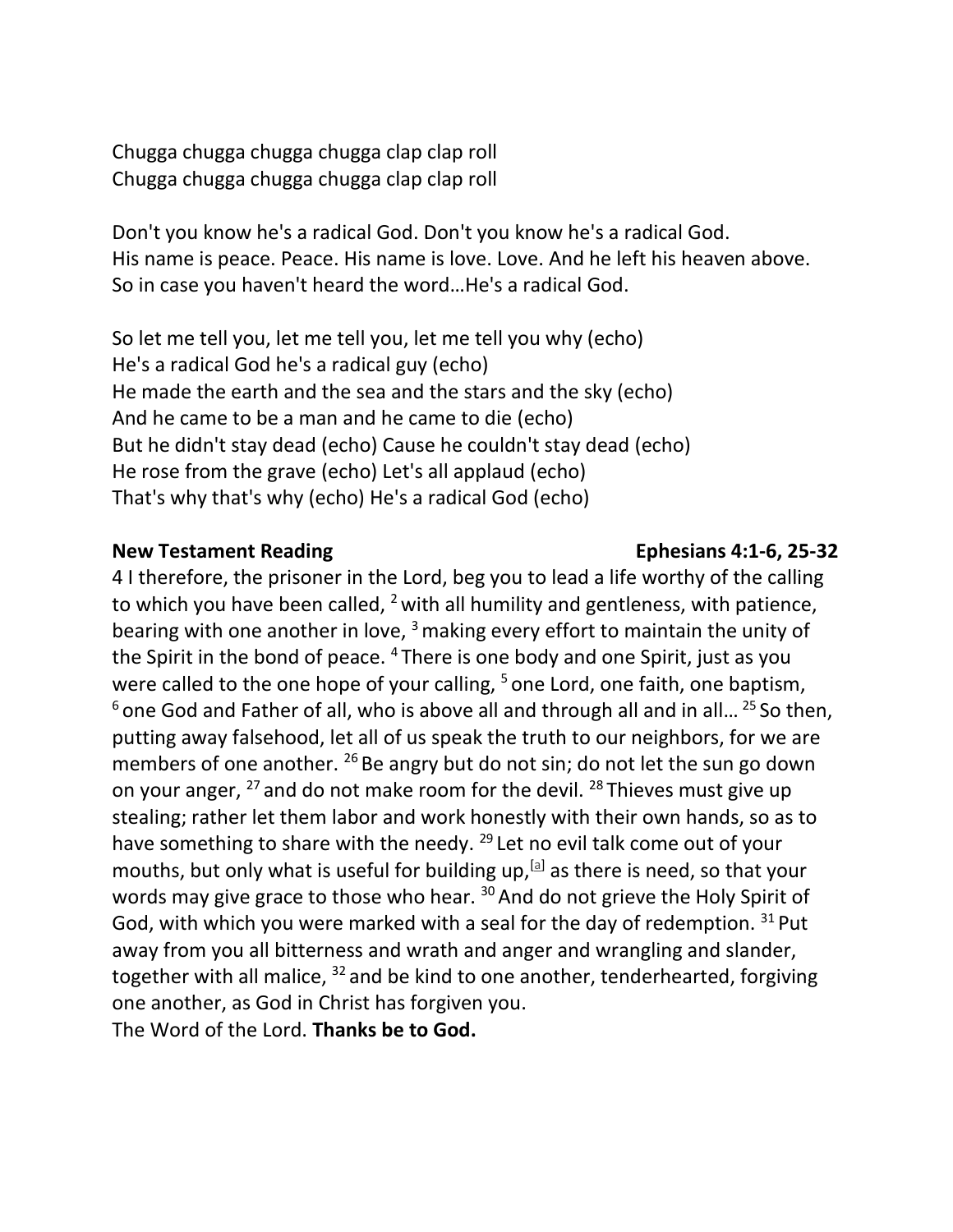Chugga chugga chugga chugga clap clap roll
Chugga chugga chugga chugga clap clap roll

Don't you know he's a radical God. Don't you know he's a radical God.
His name is peace. Peace. His name is love. Love. And he left his heaven above.
So in case you haven't heard the word…He's a radical God.

So let me tell you, let me tell you, let me tell you why (echo)
He's a radical God he's a radical guy (echo)
He made the earth and the sea and the stars and the sky (echo)
And he came to be a man and he came to die (echo)
But he didn't stay dead (echo) Cause he couldn't stay dead (echo)
He rose from the grave (echo) Let's all applaud (echo)
That's why that's why (echo) He's a radical God (echo)

**New Testament Reading** **Ephesians 4:1-6, 25-32**

4 I therefore, the prisoner in the Lord, beg you to lead a life worthy of the calling to which you have been called, [2] with all humility and gentleness, with patience, bearing with one another in love, [3] making every effort to maintain the unity of the Spirit in the bond of peace. [4] There is one body and one Spirit, just as you were called to the one hope of your calling, [5] one Lord, one faith, one baptism, [6] one God and Father of all, who is above all and through all and in all… [25] So then, putting away falsehood, let all of us speak the truth to our neighbors, for we are members of one another. [26] Be angry but do not sin; do not let the sun go down on your anger, [27] and do not make room for the devil. [28] Thieves must give up stealing; rather let them labor and work honestly with their own hands, so as to have something to share with the needy. [29] Let no evil talk come out of your mouths, but only what is useful for building up,[a] as there is need, so that your words may give grace to those who hear. [30] And do not grieve the Holy Spirit of God, with which you were marked with a seal for the day of redemption. [31] Put away from you all bitterness and wrath and anger and wrangling and slander, together with all malice, [32] and be kind to one another, tenderhearted, forgiving one another, as God in Christ has forgiven you.
The Word of the Lord. **Thanks be to God.**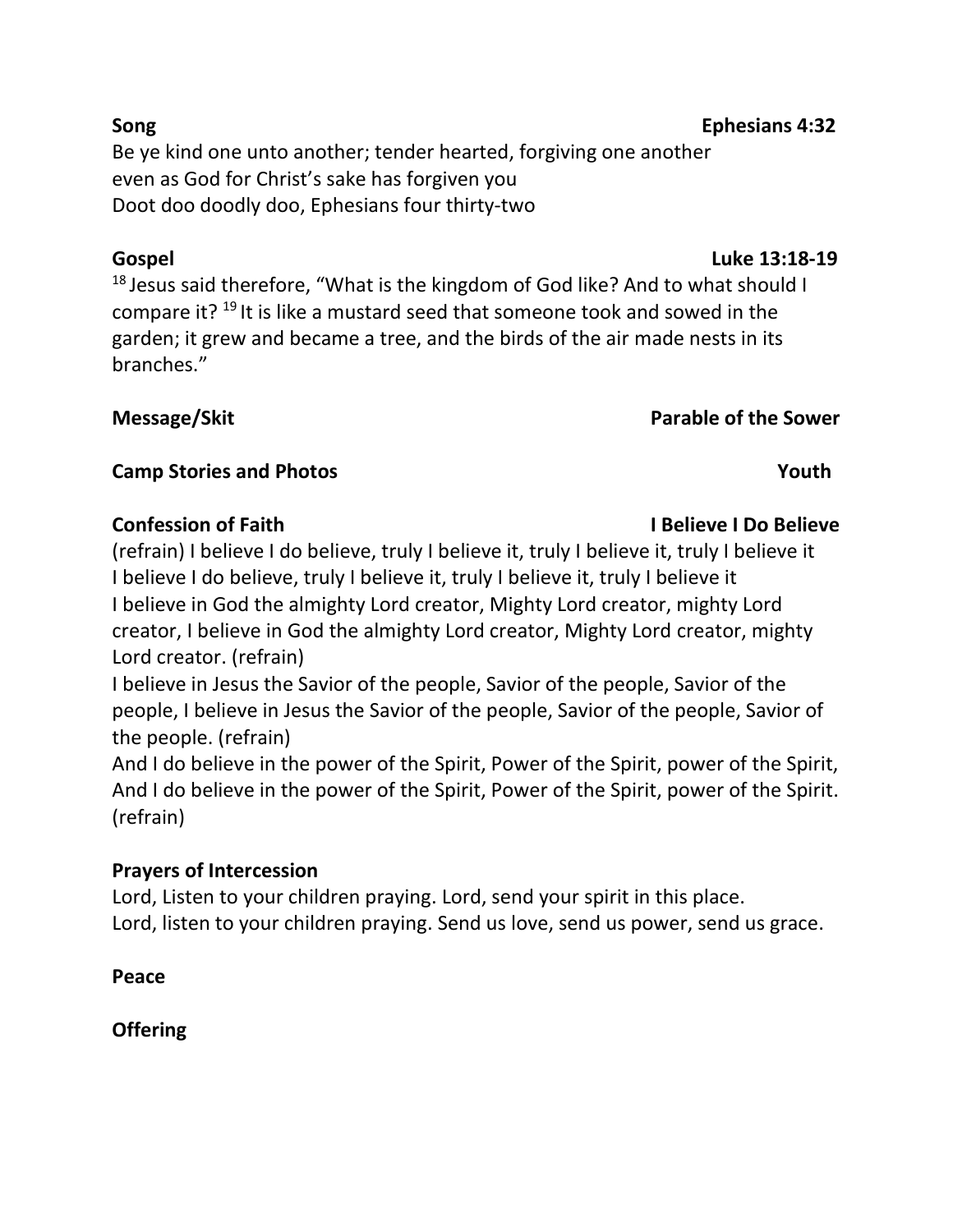**Song** **Ephesians 4:32**

Be ye kind one unto another; tender hearted, forgiving one another
even as God for Christ's sake has forgiven you
Doot doo doodly doo, Ephesians four thirty-two

**Gospel** **Luke 13:18-19**

18 Jesus said therefore, "What is the kingdom of God like? And to what should I compare it? 19 It is like a mustard seed that someone took and sowed in the garden; it grew and became a tree, and the birds of the air made nests in its branches."

**Message/Skit** **Parable of the Sower**

**Camp Stories and Photos** **Youth**

**Confession of Faith** **I Believe I Do Believe**

(refrain) I believe I do believe, truly I believe it, truly I believe it, truly I believe it
I believe I do believe, truly I believe it, truly I believe it, truly I believe it
I believe in God the almighty Lord creator, Mighty Lord creator, mighty Lord creator, I believe in God the almighty Lord creator, Mighty Lord creator, mighty Lord creator. (refrain)
I believe in Jesus the Savior of the people, Savior of the people, Savior of the people, I believe in Jesus the Savior of the people, Savior of the people, Savior of the people. (refrain)
And I do believe in the power of the Spirit, Power of the Spirit, power of the Spirit, And I do believe in the power of the Spirit, Power of the Spirit, power of the Spirit. (refrain)

**Prayers of Intercession**

Lord, Listen to your children praying. Lord, send your spirit in this place.
Lord, listen to your children praying. Send us love, send us power, send us grace.

**Peace**

**Offering**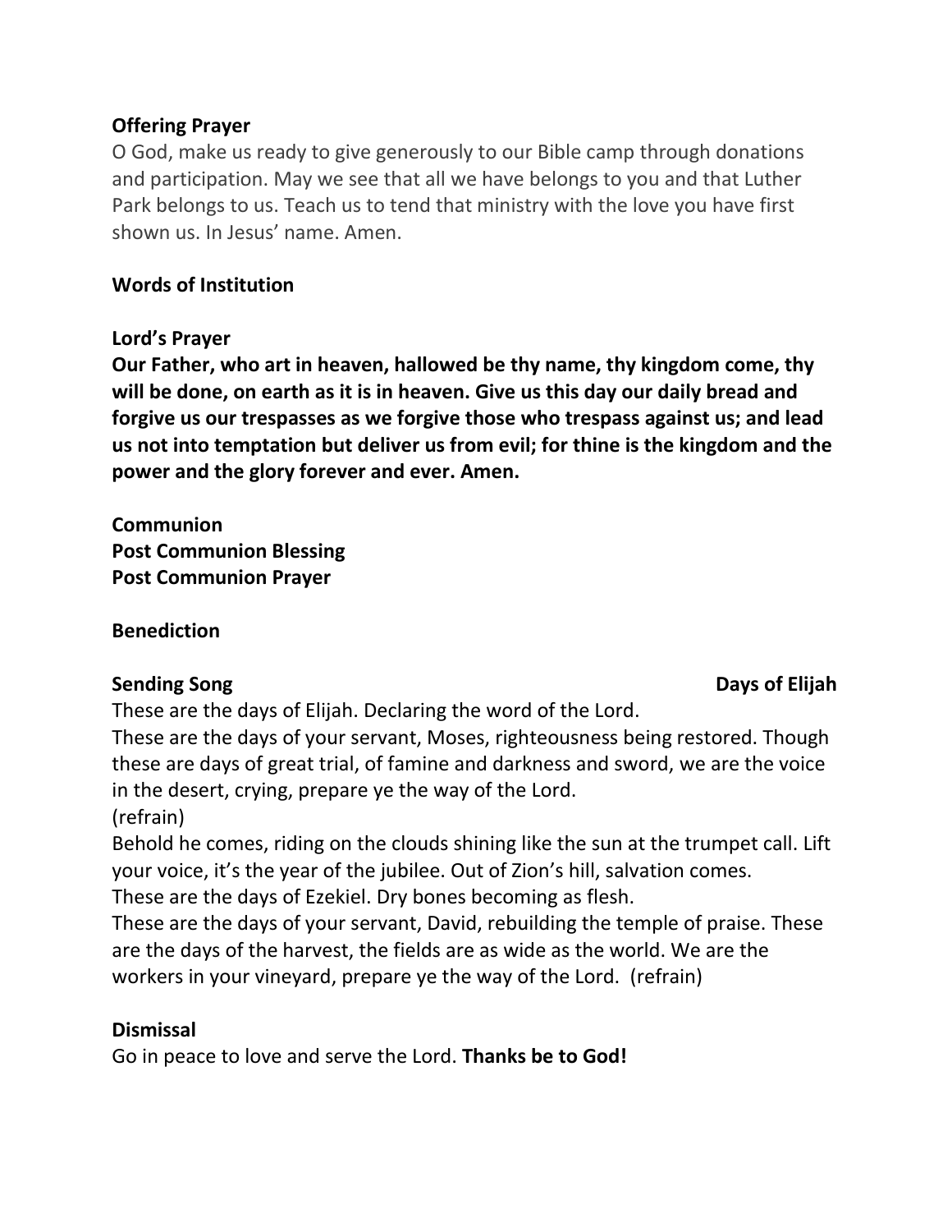**Offering Prayer**

O God, make us ready to give generously to our Bible camp through donations and participation. May we see that all we have belongs to you and that Luther Park belongs to us. Teach us to tend that ministry with the love you have first shown us. In Jesus' name. Amen.

**Words of Institution**

**Lord's Prayer**

**Our Father, who art in heaven, hallowed be thy name, thy kingdom come, thy will be done, on earth as it is in heaven. Give us this day our daily bread and forgive us our trespasses as we forgive those who trespass against us; and lead us not into temptation but deliver us from evil; for thine is the kingdom and the power and the glory forever and ever. Amen.**

**Communion**
**Post Communion Blessing**
**Post Communion Prayer**

**Benediction**

**Sending Song** **Days of Elijah**

These are the days of Elijah. Declaring the word of the Lord.
These are the days of your servant, Moses, righteousness being restored. Though these are days of great trial, of famine and darkness and sword, we are the voice in the desert, crying, prepare ye the way of the Lord.
(refrain)
Behold he comes, riding on the clouds shining like the sun at the trumpet call. Lift your voice, it's the year of the jubilee. Out of Zion's hill, salvation comes.
These are the days of Ezekiel. Dry bones becoming as flesh.
These are the days of your servant, David, rebuilding the temple of praise. These are the days of the harvest, the fields are as wide as the world. We are the workers in your vineyard, prepare ye the way of the Lord. (refrain)

**Dismissal**

Go in peace to love and serve the Lord. **Thanks be to God!**